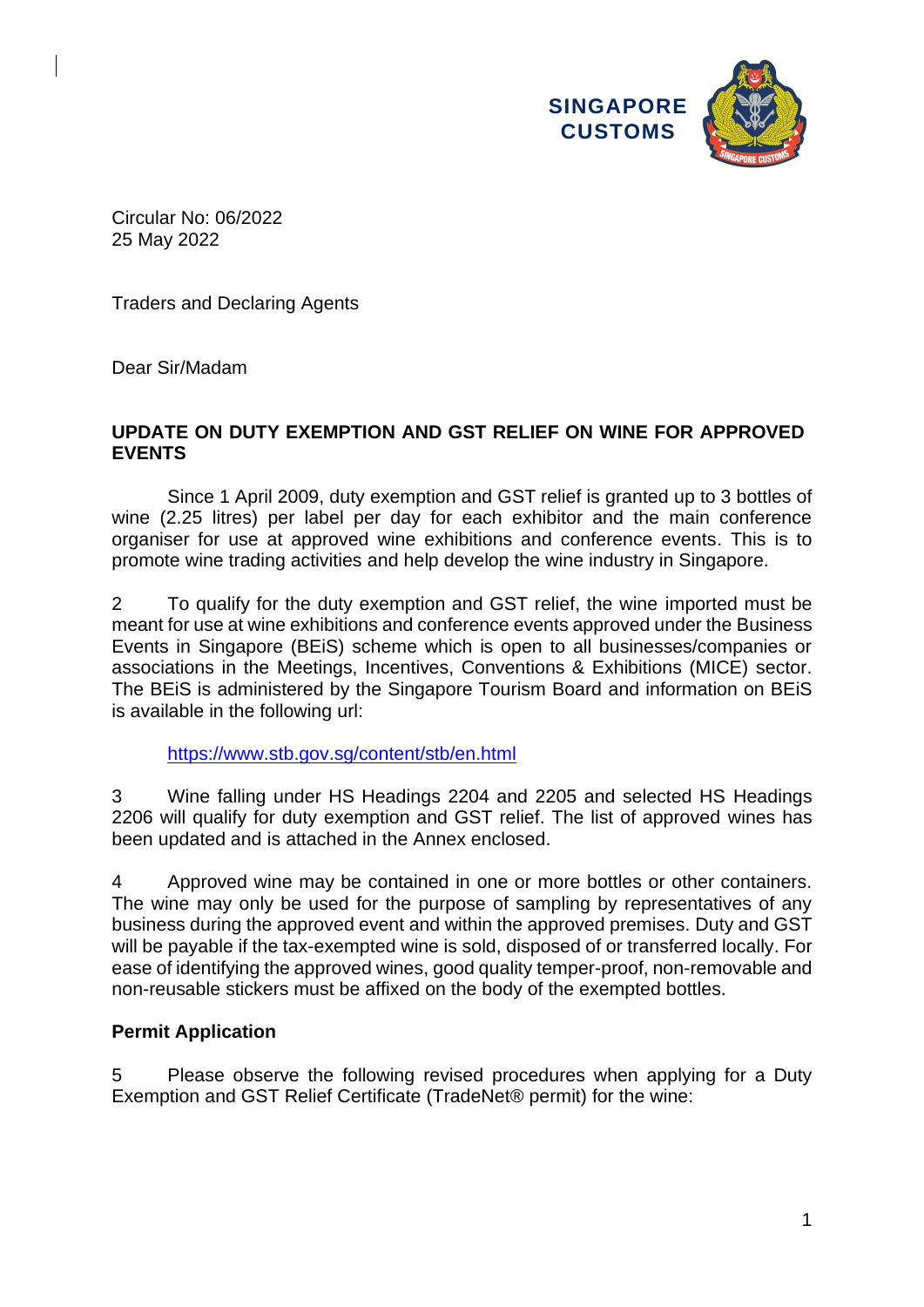**SINGAPORE CUSTOMS**

Circular No: 06/2022
25 May 2022

Traders and Declaring Agents

Dear Sir/Madam

**UPDATE ON DUTY EXEMPTION AND GST RELIEF ON WINE FOR APPROVED EVENTS**

Since 1 April 2009, duty exemption and GST relief is granted up to 3 bottles of wine (2.25 litres) per label per day for each exhibitor and the main conference organiser for use at approved wine exhibitions and conference events. This is to promote wine trading activities and help develop the wine industry in Singapore.

2 To qualify for the duty exemption and GST relief, the wine imported must be meant for use at wine exhibitions and conference events approved under the Business Events in Singapore (BEiS) scheme which is open to all businesses/companies or associations in the Meetings, Incentives, Conventions & Exhibitions (MICE) sector. The BEiS is administered by the Singapore Tourism Board and information on BEiS is available in the following url:

https://www.stb.gov.sg/content/stb/en.html

3 Wine falling under HS Headings 2204 and 2205 and selected HS Headings 2206 will qualify for duty exemption and GST relief. The list of approved wines has been updated and is attached in the Annex enclosed.

4 Approved wine may be contained in one or more bottles or other containers. The wine may only be used for the purpose of sampling by representatives of any business during the approved event and within the approved premises. Duty and GST will be payable if the tax-exempted wine is sold, disposed of or transferred locally. For ease of identifying the approved wines, good quality temper-proof, non-removable and non-reusable stickers must be affixed on the body of the exempted bottles.

**Permit Application**

5 Please observe the following revised procedures when applying for a Duty Exemption and GST Relief Certificate (TradeNet® permit) for the wine: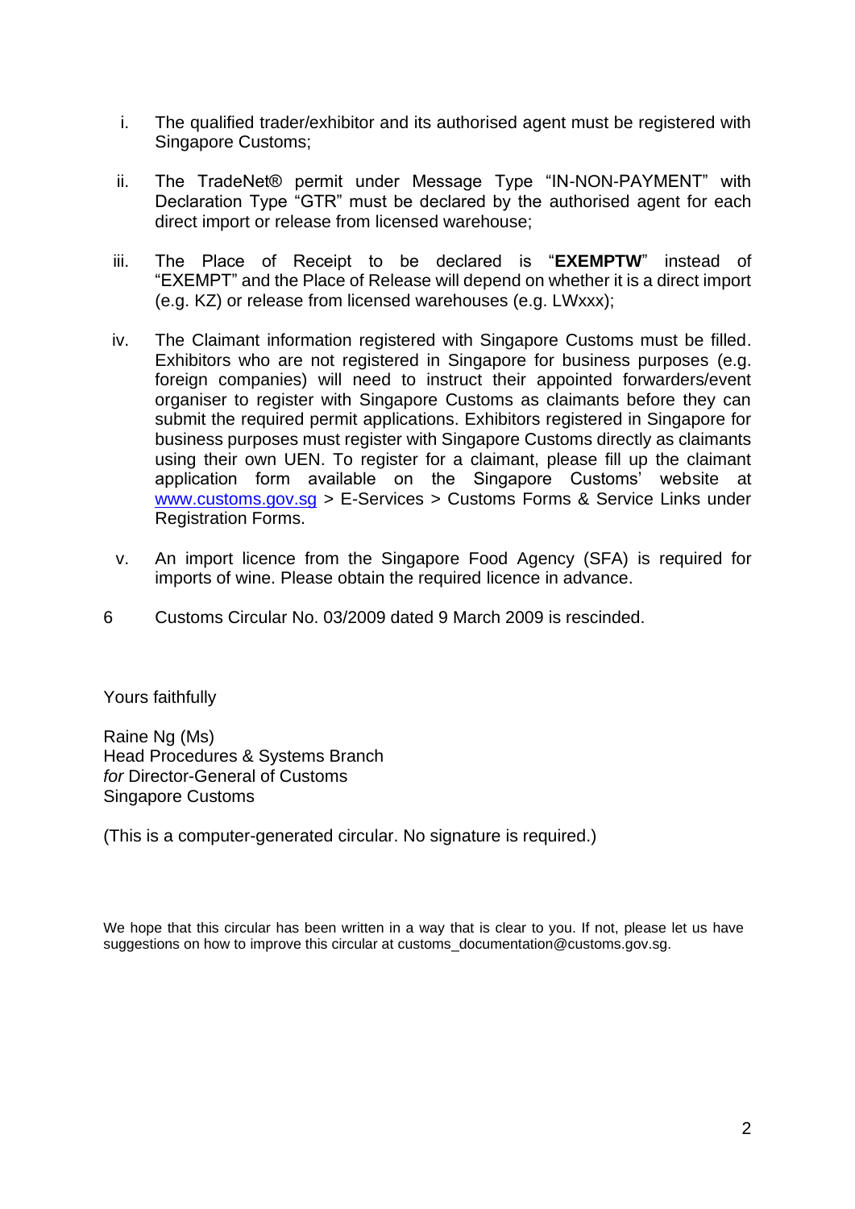i. The qualified trader/exhibitor and its authorised agent must be registered with Singapore Customs;

ii. The TradeNet® permit under Message Type "IN-NON-PAYMENT" with Declaration Type "GTR" must be declared by the authorised agent for each direct import or release from licensed warehouse;

iii. The Place of Receipt to be declared is "**EXEMPTW**" instead of "EXEMPT" and the Place of Release will depend on whether it is a direct import (e.g. KZ) or release from licensed warehouses (e.g. LWxxx);

iv. The Claimant information registered with Singapore Customs must be filled. Exhibitors who are not registered in Singapore for business purposes (e.g. foreign companies) will need to instruct their appointed forwarders/event organiser to register with Singapore Customs as claimants before they can submit the required permit applications. Exhibitors registered in Singapore for business purposes must register with Singapore Customs directly as claimants using their own UEN. To register for a claimant, please fill up the claimant application form available on the Singapore Customs' website at [www.customs.gov.sg](http://www.customs.gov.sg) > E-Services > Customs Forms & Service Links under Registration Forms.

v. An import licence from the Singapore Food Agency (SFA) is required for imports of wine. Please obtain the required licence in advance.

6 Customs Circular No. 03/2009 dated 9 March 2009 is rescinded.

Yours faithfully

Raine Ng (Ms)
Head Procedures & Systems Branch
*for* Director-General of Customs
Singapore Customs

(This is a computer-generated circular. No signature is required.)

We hope that this circular has been written in a way that is clear to you. If not, please let us have suggestions on how to improve this circular at customs_documentation@customs.gov.sg.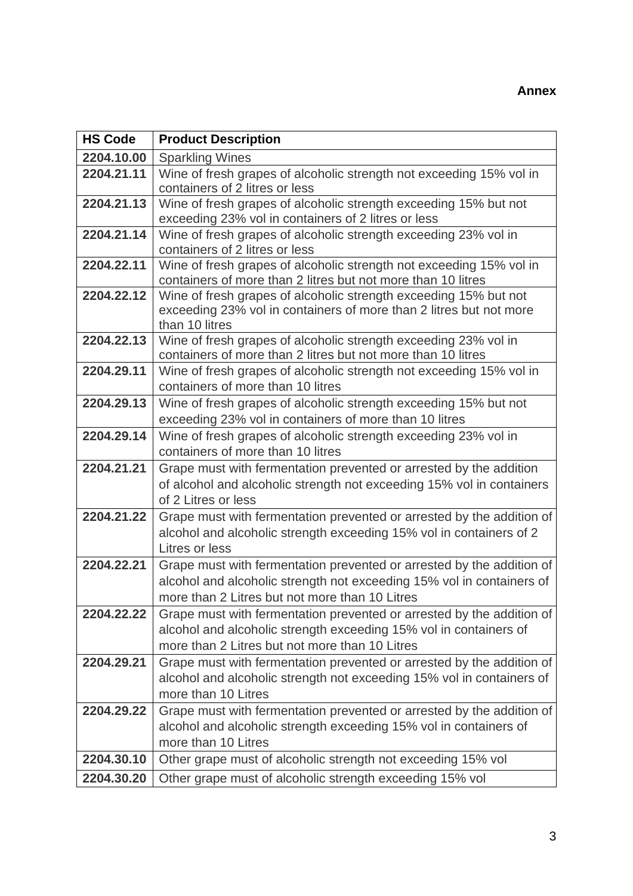**Annex**

| HS Code | Product Description |
| --- | --- |
| **2204.10.00** | Sparkling Wines |
| **2204.21.11** | Wine of fresh grapes of alcoholic strength not exceeding 15% vol in containers of 2 litres or less |
| **2204.21.13** | Wine of fresh grapes of alcoholic strength exceeding 15% but not exceeding 23% vol in containers of 2 litres or less |
| **2204.21.14** | Wine of fresh grapes of alcoholic strength exceeding 23% vol in containers of 2 litres or less |
| **2204.22.11** | Wine of fresh grapes of alcoholic strength not exceeding 15% vol in containers of more than 2 litres but not more than 10 litres |
| **2204.22.12** | Wine of fresh grapes of alcoholic strength exceeding 15% but not exceeding 23% vol in containers of more than 2 litres but not more than 10 litres |
| **2204.22.13** | Wine of fresh grapes of alcoholic strength exceeding 23% vol in containers of more than 2 litres but not more than 10 litres |
| **2204.29.11** | Wine of fresh grapes of alcoholic strength not exceeding 15% vol in containers of more than 10 litres |
| **2204.29.13** | Wine of fresh grapes of alcoholic strength exceeding 15% but not exceeding 23% vol in containers of more than 10 litres |
| **2204.29.14** | Wine of fresh grapes of alcoholic strength exceeding 23% vol in containers of more than 10 litres |
| **2204.21.21** | Grape must with fermentation prevented or arrested by the addition of alcohol and alcoholic strength not exceeding 15% vol in containers of 2 Litres or less |
| **2204.21.22** | Grape must with fermentation prevented or arrested by the addition of alcohol and alcoholic strength exceeding 15% vol in containers of 2 Litres or less |
| **2204.22.21** | Grape must with fermentation prevented or arrested by the addition of alcohol and alcoholic strength not exceeding 15% vol in containers of more than 2 Litres but not more than 10 Litres |
| **2204.22.22** | Grape must with fermentation prevented or arrested by the addition of alcohol and alcoholic strength exceeding 15% vol in containers of more than 2 Litres but not more than 10 Litres |
| **2204.29.21** | Grape must with fermentation prevented or arrested by the addition of alcohol and alcoholic strength not exceeding 15% vol in containers of more than 10 Litres |
| **2204.29.22** | Grape must with fermentation prevented or arrested by the addition of alcohol and alcoholic strength exceeding 15% vol in containers of more than 10 Litres |
| **2204.30.10** | Other grape must of alcoholic strength not exceeding 15% vol |
| **2204.30.20** | Other grape must of alcoholic strength exceeding 15% vol |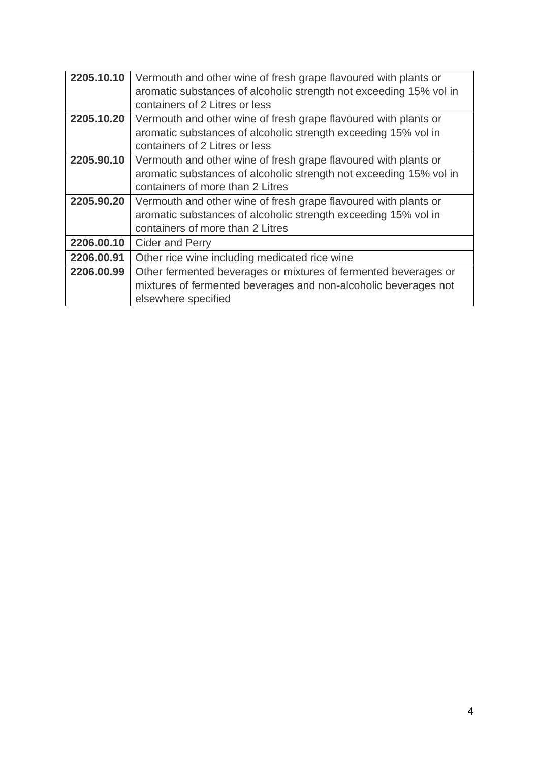| | |
|---|---|
| **2205.10.10** | Vermouth and other wine of fresh grape flavoured with plants or aromatic substances of alcoholic strength not exceeding 15% vol in containers of 2 Litres or less |
| **2205.10.20** | Vermouth and other wine of fresh grape flavoured with plants or aromatic substances of alcoholic strength exceeding 15% vol in containers of 2 Litres or less |
| **2205.90.10** | Vermouth and other wine of fresh grape flavoured with plants or aromatic substances of alcoholic strength not exceeding 15% vol in containers of more than 2 Litres |
| **2205.90.20** | Vermouth and other wine of fresh grape flavoured with plants or aromatic substances of alcoholic strength exceeding 15% vol in containers of more than 2 Litres |
| **2206.00.10** | Cider and Perry |
| **2206.00.91** | Other rice wine including medicated rice wine |
| **2206.00.99** | Other fermented beverages or mixtures of fermented beverages or mixtures of fermented beverages and non-alcoholic beverages not elsewhere specified |